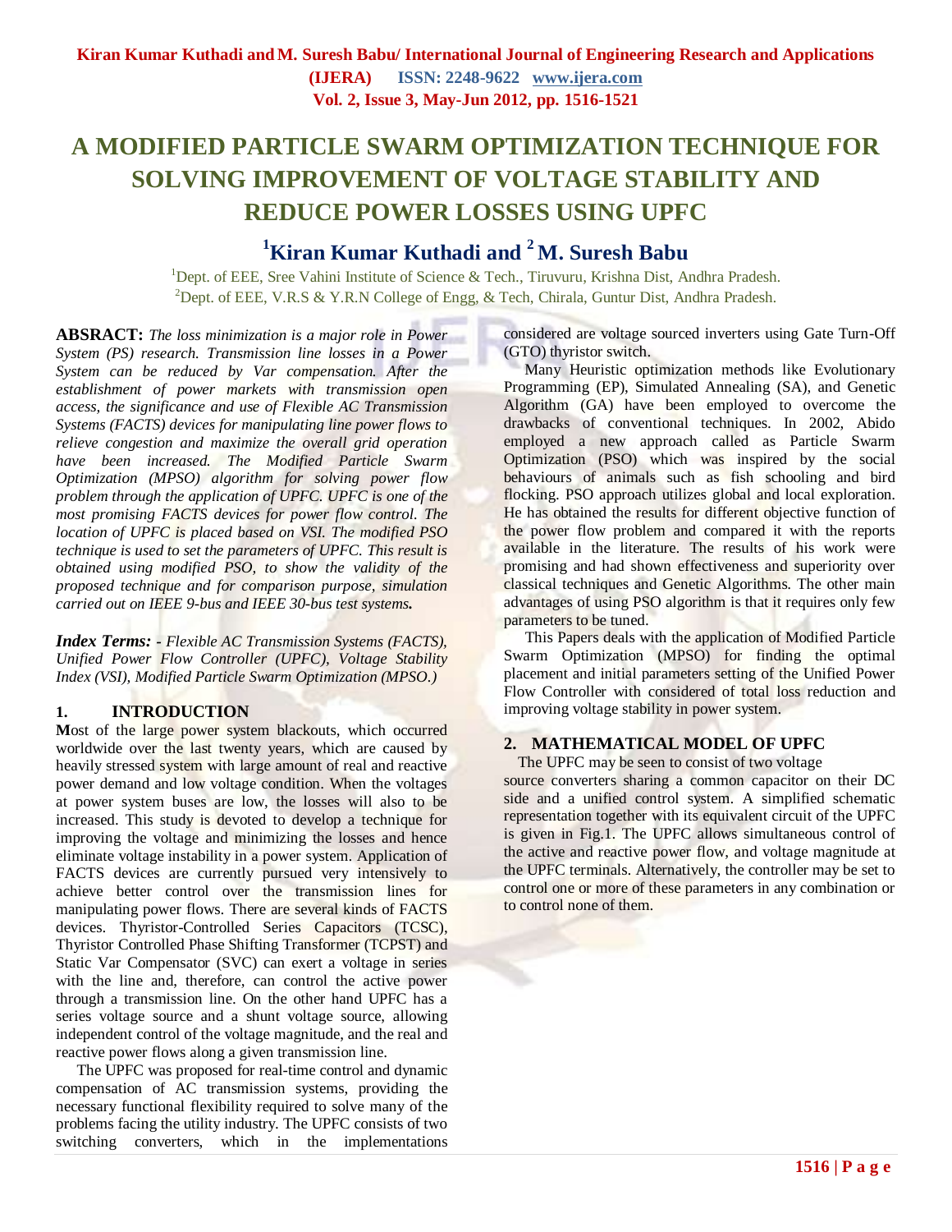# A MODIFIED PARTICLE SWARM OPTIMIZATION TECHNIQUE FOR SOLVING IMPROVEMENT OF VOLTAGE STABILITY AND REDUCE POWER LOSSES USING UPFC

## [1]Kiran Kumar Kuthadi and [2] M. Suresh Babu

[1]Dept. of EEE, Sree Vahini Institute of Science & Tech., Tiruvuru, Krishna Dist, Andhra Pradesh.
[2]Dept. of EEE, V.R.S & Y.R.N College of Engg, & Tech, Chirala, Guntur Dist, Andhra Pradesh.

**ABSRACT:** *The loss minimization is a major role in Power System (PS) research. Transmission line losses in a Power System can be reduced by Var compensation. After the establishment of power markets with transmission open access, the significance and use of Flexible AC Transmission Systems (FACTS) devices for manipulating line power flows to relieve congestion and maximize the overall grid operation have been increased. The Modified Particle Swarm Optimization (MPSO) algorithm for solving power flow problem through the application of UPFC. UPFC is one of the most promising FACTS devices for power flow control. The location of UPFC is placed based on VSI. The modified PSO technique is used to set the parameters of UPFC. This result is obtained using modified PSO, to show the validity of the proposed technique and for comparison purpose, simulation carried out on IEEE 9-bus and IEEE 30-bus test systems.*

***Index Terms: -** Flexible AC Transmission Systems (FACTS), Unified Power Flow Controller (UPFC), Voltage Stability Index (VSI), Modified Particle Swarm Optimization (MPSO.)*

## 1. INTRODUCTION

**M**ost of the large power system blackouts, which occurred worldwide over the last twenty years, which are caused by heavily stressed system with large amount of real and reactive power demand and low voltage condition. When the voltages at power system buses are low, the losses will also to be increased. This study is devoted to develop a technique for improving the voltage and minimizing the losses and hence eliminate voltage instability in a power system. Application of FACTS devices are currently pursued very intensively to achieve better control over the transmission lines for manipulating power flows. There are several kinds of FACTS devices. Thyristor-Controlled Series Capacitors (TCSC), Thyristor Controlled Phase Shifting Transformer (TCPST) and Static Var Compensator (SVC) can exert a voltage in series with the line and, therefore, can control the active power through a transmission line. On the other hand UPFC has a series voltage source and a shunt voltage source, allowing independent control of the voltage magnitude, and the real and reactive power flows along a given transmission line.

The UPFC was proposed for real-time control and dynamic compensation of AC transmission systems, providing the necessary functional flexibility required to solve many of the problems facing the utility industry. The UPFC consists of two switching converters, which in the implementations considered are voltage sourced inverters using Gate Turn-Off (GTO) thyristor switch.

Many Heuristic optimization methods like Evolutionary Programming (EP), Simulated Annealing (SA), and Genetic Algorithm (GA) have been employed to overcome the drawbacks of conventional techniques. In 2002, Abido employed a new approach called as Particle Swarm Optimization (PSO) which was inspired by the social behaviours of animals such as fish schooling and bird flocking. PSO approach utilizes global and local exploration. He has obtained the results for different objective function of the power flow problem and compared it with the reports available in the literature. The results of his work were promising and had shown effectiveness and superiority over classical techniques and Genetic Algorithms. The other main advantages of using PSO algorithm is that it requires only few parameters to be tuned.

This Papers deals with the application of Modified Particle Swarm Optimization (MPSO) for finding the optimal placement and initial parameters setting of the Unified Power Flow Controller with considered of total loss reduction and improving voltage stability in power system.

## 2. MATHEMATICAL MODEL OF UPFC

The UPFC may be seen to consist of two voltage source converters sharing a common capacitor on their DC side and a unified control system. A simplified schematic representation together with its equivalent circuit of the UPFC is given in Fig.1. The UPFC allows simultaneous control of the active and reactive power flow, and voltage magnitude at the UPFC terminals. Alternatively, the controller may be set to control one or more of these parameters in any combination or to control none of them.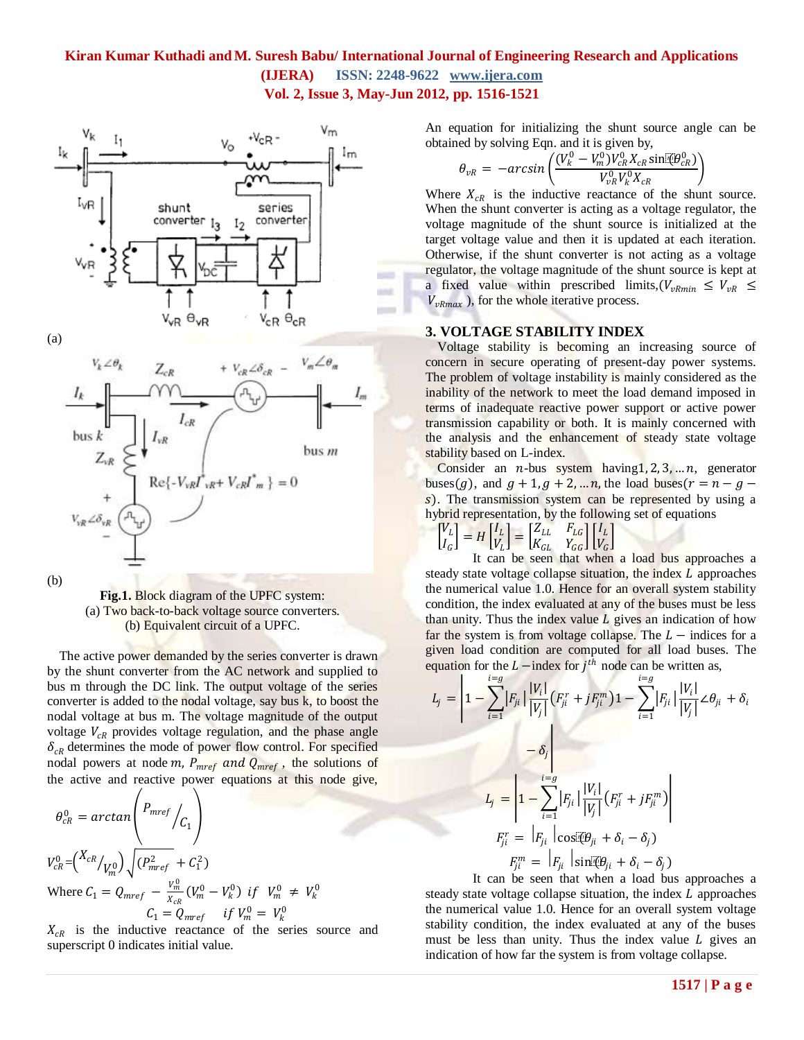(a)

(b)

**Fig.1.** Block diagram of the UPFC system:
(a) Two back-to-back voltage source converters.
(b) Equivalent circuit of a UPFC.

The active power demanded by the series converter is drawn by the shunt converter from the AC network and supplied to bus m through the DC link. The output voltage of the series converter is added to the nodal voltage, say bus k, to boost the nodal voltage at bus m. The voltage magnitude of the output voltage $V_{cR}$ provides voltage regulation, and the phase angle $\delta_{cR}$ determines the mode of power flow control. For specified nodal powers at node $m$, $P_{mref}$ *and* $Q_{mref}$, the solutions of the active and reactive power equations at this node give,

$$\theta_{cR}^{0} = arctan\left( P_{mref} / C_1 \right)$$

$$V_{cR}^{0} = \left( X_{cR} / V_m^0 \right) \sqrt{(P_{mref}^2 + C_1^2)}$$

Where $C_1 = Q_{mref} - \frac{V_m^0}{X_{cR}}(V_m^0 - V_k^0)$ *if* $V_m^0 \neq V_k^0$

$$C_1 = Q_{mref} \quad if\ V_m^0 = V_k^0$$

$X_{cR}$ is the inductive reactance of the series source and superscript 0 indicates initial value.

An equation for initializing the shunt source angle can be obtained by solving Eqn. and it is given by,

$$\theta_{vR} = -arcsin\left( \frac{(V_k^0 - V_m^0)V_{cR}^0 X_{cR} \sin(\theta_{cR}^0)}{V_{vR}^0 V_k^0 X_{cR}} \right)$$

Where $X_{cR}$ is the inductive reactance of the shunt source. When the shunt converter is acting as a voltage regulator, the voltage magnitude of the shunt source is initialized at the target voltage value and then it is updated at each iteration. Otherwise, if the shunt converter is not acting as a voltage regulator, the voltage magnitude of the shunt source is kept at a fixed value within prescribed limits,($V_{vRmin} \leq V_{vR} \leq V_{vRmax}$ ), for the whole iterative process.

## 3. VOLTAGE STABILITY INDEX

Voltage stability is becoming an increasing source of concern in secure operating of present-day power systems. The problem of voltage instability is mainly considered as the inability of the network to meet the load demand imposed in terms of inadequate reactive power support or active power transmission capability or both. It is mainly concerned with the analysis and the enhancement of steady state voltage stability based on L-index.

Consider an $n$-bus system having $1, 2, 3, \ldots n$, generator buses($g$), and $g+1, g+2, \ldots n$, the load buses($r = n - g - s$). The transmission system can be represented by using a hybrid representation, by the following set of equations

$$\begin{bmatrix} V_L \\ I_G \end{bmatrix} = H \begin{bmatrix} I_L \\ V_L \end{bmatrix} = \begin{bmatrix} Z_{LL} & F_{LG} \\ K_{GL} & Y_{GG} \end{bmatrix} \begin{bmatrix} I_L \\ V_G \end{bmatrix}$$

It can be seen that when a load bus approaches a steady state voltage collapse situation, the index $L$ approaches the numerical value 1.0. Hence for an overall system stability condition, the index evaluated at any of the buses must be less than unity. Thus the index value $L$ gives an indication of how far the system is from voltage collapse. The $L-$ indices for a given load condition are computed for all load buses. The equation for the $L-$index for $j^{th}$ node can be written as,

$$L_j = \left| 1 - \sum_{i=1}^{i=g} |F_{ji}| \frac{|V_i|}{|V_j|} (F_{ji}^r + jF_{ji}^m) 1 - \sum_{i=1}^{i=g} |F_{ji}| \frac{|V_i|}{|V_j|} \angle \theta_{ji} + \delta_i - \delta_j \right|$$

$$L_j = \left| 1 - \sum_{i=1}^{i=g} |F_{ji}| \frac{|V_i|}{|V_j|} (F_{ji}^r + jF_{ji}^m) \right|$$

$$F_{ji}^r = |F_{ji}| \cos(\theta_{ji} + \delta_i - \delta_j)$$

$$F_{ji}^m = |F_{ji}| \sin(\theta_{ji} + \delta_i - \delta_j)$$

It can be seen that when a load bus approaches a steady state voltage collapse situation, the index $L$ approaches the numerical value 1.0. Hence for an overall system voltage stability condition, the index evaluated at any of the buses must be less than unity. Thus the index value $L$ gives an indication of how far the system is from voltage collapse.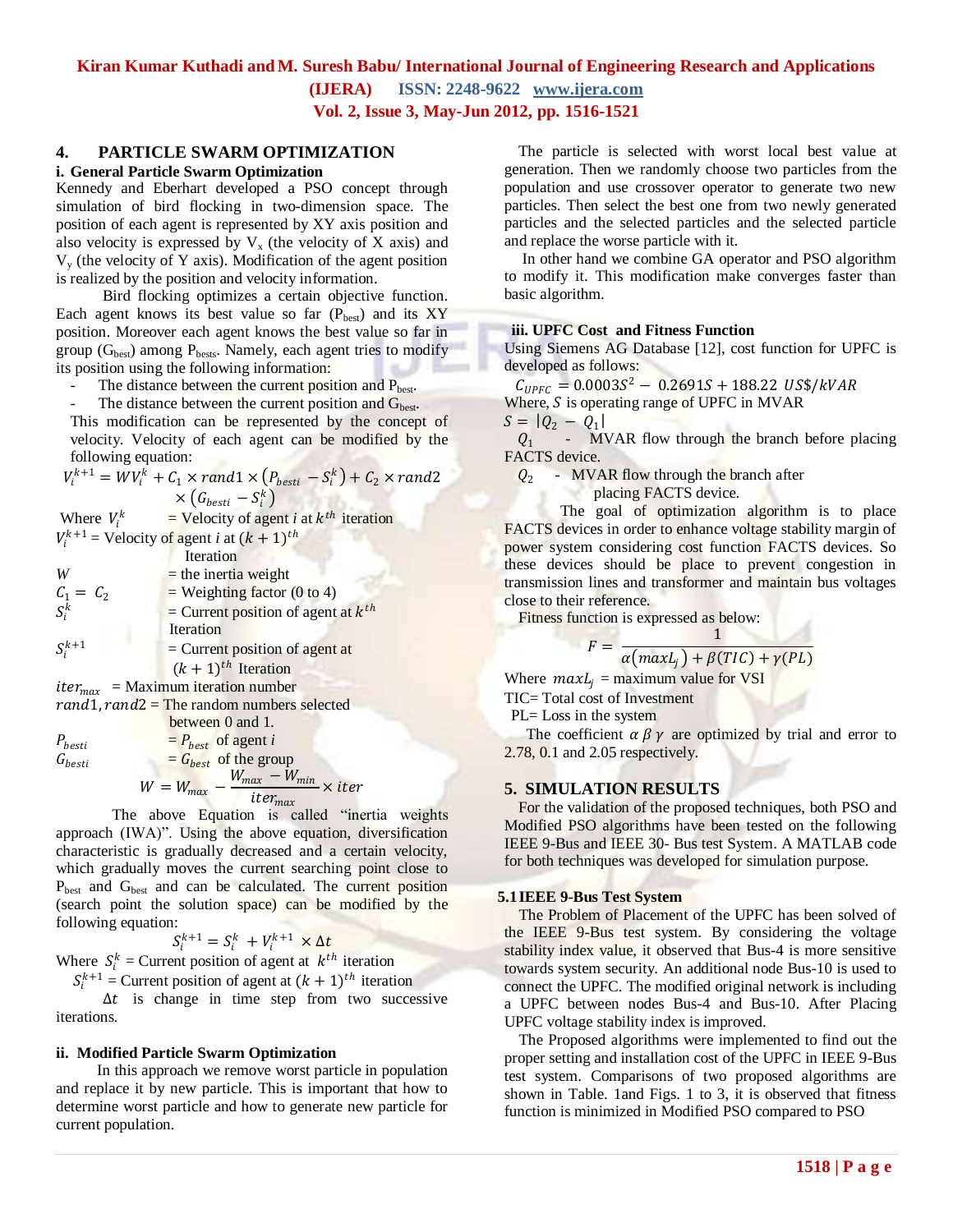## 4. PARTICLE SWARM OPTIMIZATION

### i. General Particle Swarm Optimization

Kennedy and Eberhart developed a PSO concept through simulation of bird flocking in two-dimension space. The position of each agent is represented by XY axis position and also velocity is expressed by $V_x$ (the velocity of X axis) and $V_y$ (the velocity of Y axis). Modification of the agent position is realized by the position and velocity information.

Bird flocking optimizes a certain objective function. Each agent knows its best value so far ($P_{best}$) and its XY position. Moreover each agent knows the best value so far in group ($G_{best}$) among $P_{bests}$. Namely, each agent tries to modify its position using the following information:

- The distance between the current position and $P_{best}$.
- The distance between the current position and $G_{best}$.

This modification can be represented by the concept of velocity. Velocity of each agent can be modified by the following equation:

$$V_i^{k+1} = WV_i^k + C_1 \times rand1 \times \left(P_{besti} - S_i^k\right) + C_2 \times rand2 \times \left(G_{besti} - S_i^k\right)$$

Where $V_i^k$ = Velocity of agent $i$ at $k^{th}$ iteration

$V_i^{k+1}$ = Velocity of agent $i$ at $(k+1)^{th}$ Iteration

$W$ = the inertia weight

$C_1 = C_2$ = Weighting factor (0 to 4)

$S_i^k$ = Current position of agent at $k^{th}$ Iteration

$S_i^{k+1}$ = Current position of agent at $(k+1)^{th}$ Iteration

$iter_{max}$ = Maximum iteration number

$rand1, rand2$ = The random numbers selected between 0 and 1.

$P_{besti}$ = $P_{best}$ of agent $i$

$G_{besti}$ = $G_{best}$ of the group

$$W = W_{max} - \frac{W_{max} - W_{min}}{iter_{max}} \times iter$$

The above Equation is called "inertia weights approach (IWA)". Using the above equation, diversification characteristic is gradually decreased and a certain velocity, which gradually moves the current searching point close to $P_{best}$ and $G_{best}$ and can be calculated. The current position (search point the solution space) can be modified by the following equation:

$$S_i^{k+1} = S_i^k + V_i^{k+1} \times \Delta t$$

Where $S_i^k$ = Current position of agent at $k^{th}$ iteration

$S_i^{k+1}$ = Current position of agent at $(k+1)^{th}$ iteration

$\Delta t$ is change in time step from two successive iterations.

### ii. Modified Particle Swarm Optimization

In this approach we remove worst particle in population and replace it by new particle. This is important that how to determine worst particle and how to generate new particle for current population.

The particle is selected with worst local best value at generation. Then we randomly choose two particles from the population and use crossover operator to generate two new particles. Then select the best one from two newly generated particles and the selected particles and the selected particle and replace the worse particle with it.

In other hand we combine GA operator and PSO algorithm to modify it. This modification make converges faster than basic algorithm.

### iii. UPFC Cost and Fitness Function

Using Siemens AG Database [12], cost function for UPFC is developed as follows:

$$C_{UPFC} = 0.0003S^2 - 0.2691S + 188.22 \; US\$/kVAR$$

Where, $S$ is operating range of UPFC in MVAR

$S = |Q_2 - Q_1|$

$Q_1$ - MVAR flow through the branch before placing FACTS device.

$Q_2$ - MVAR flow through the branch after placing FACTS device.

The goal of optimization algorithm is to place FACTS devices in order to enhance voltage stability margin of power system considering cost function FACTS devices. So these devices should be place to prevent congestion in transmission lines and transformer and maintain bus voltages close to their reference.

Fitness function is expressed as below:

$$F = \frac{1}{\alpha(maxL_j) + \beta(TIC) + \gamma(PL)}$$

Where $maxL_j$ = maximum value for VSI

TIC= Total cost of Investment

PL= Loss in the system

The coefficient $\alpha\ \beta\ \gamma$ are optimized by trial and error to 2.78, 0.1 and 2.05 respectively.

## 5. SIMULATION RESULTS

For the validation of the proposed techniques, both PSO and Modified PSO algorithms have been tested on the following IEEE 9-Bus and IEEE 30- Bus test System. A MATLAB code for both techniques was developed for simulation purpose.

### 5.1 IEEE 9-Bus Test System

The Problem of Placement of the UPFC has been solved of the IEEE 9-Bus test system. By considering the voltage stability index value, it observed that Bus-4 is more sensitive towards system security. An additional node Bus-10 is used to connect the UPFC. The modified original network is including a UPFC between nodes Bus-4 and Bus-10. After Placing UPFC voltage stability index is improved.

The Proposed algorithms were implemented to find out the proper setting and installation cost of the UPFC in IEEE 9-Bus test system. Comparisons of two proposed algorithms are shown in Table. 1and Figs. 1 to 3, it is observed that fitness function is minimized in Modified PSO compared to PSO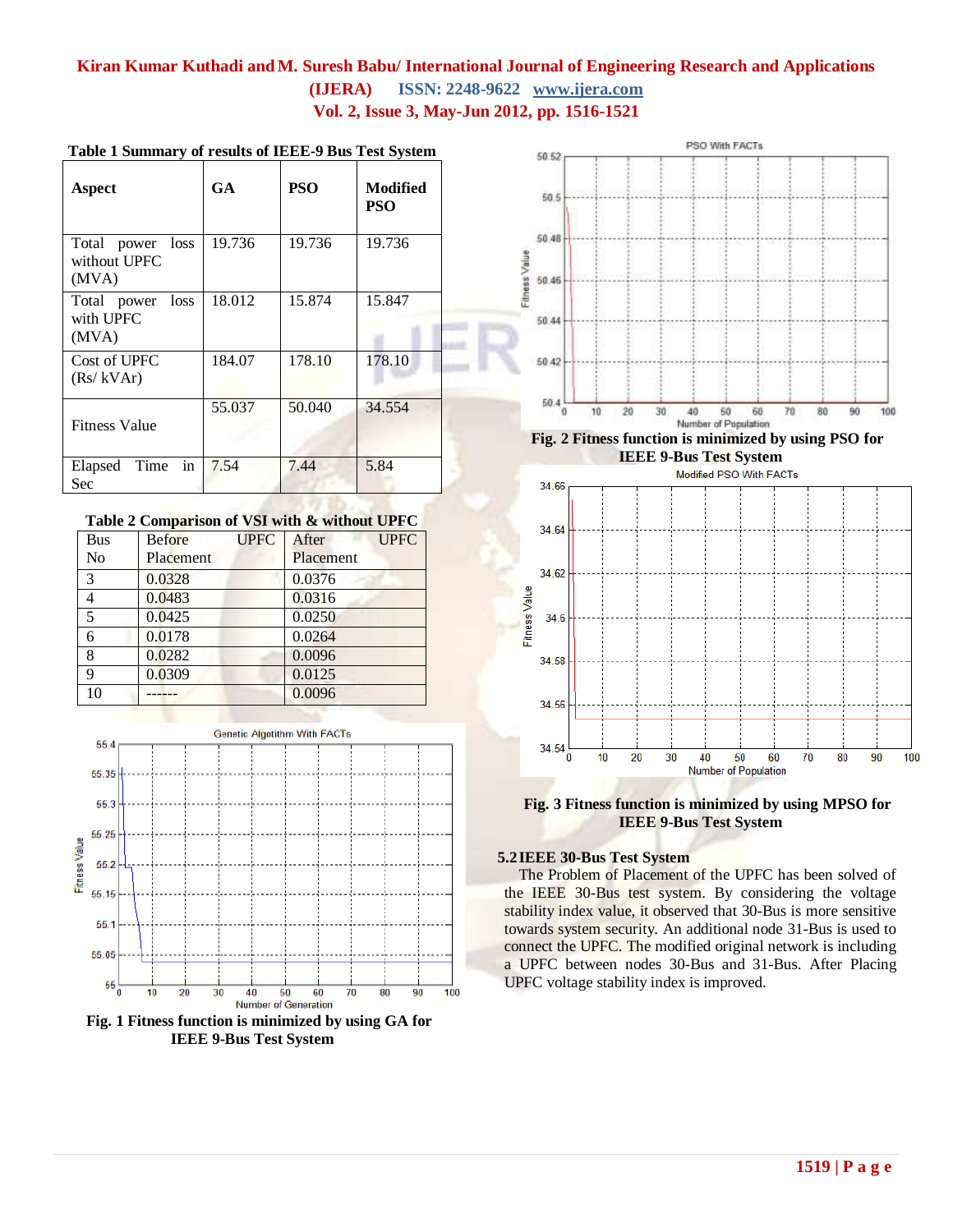**Table 1 Summary of results of IEEE-9 Bus Test System**

| Aspect | GA | PSO | Modified PSO |
|---|---|---|---|
| Total power loss without UPFC (MVA) | 19.736 | 19.736 | 19.736 |
| Total power loss with UPFC (MVA) | 18.012 | 15.874 | 15.847 |
| Cost of UPFC (Rs/ kVAr) | 184.07 | 178.10 | 178.10 |
| Fitness Value | 55.037 | 50.040 | 34.554 |
| Elapsed Time in Sec | 7.54 | 7.44 | 5.84 |

**Table 2 Comparison of VSI with & without UPFC**

| Bus No | Before UPFC Placement | After UPFC Placement |
|---|---|---|
| 3 | 0.0328 | 0.0376 |
| 4 | 0.0483 | 0.0316 |
| 5 | 0.0425 | 0.0250 |
| 6 | 0.0178 | 0.0264 |
| 8 | 0.0282 | 0.0096 |
| 9 | 0.0309 | 0.0125 |
| 10 | ------ | 0.0096 |

**Fig. 1 Fitness function is minimized by using GA for IEEE 9-Bus Test System**

**Fig. 2 Fitness function is minimized by using PSO for IEEE 9-Bus Test System**

**Fig. 3 Fitness function is minimized by using MPSO for IEEE 9-Bus Test System**

### 5.2 IEEE 30-Bus Test System

The Problem of Placement of the UPFC has been solved of the IEEE 30-Bus test system. By considering the voltage stability index value, it observed that 30-Bus is more sensitive towards system security. An additional node 31-Bus is used to connect the UPFC. The modified original network is including a UPFC between nodes 30-Bus and 31-Bus. After Placing UPFC voltage stability index is improved.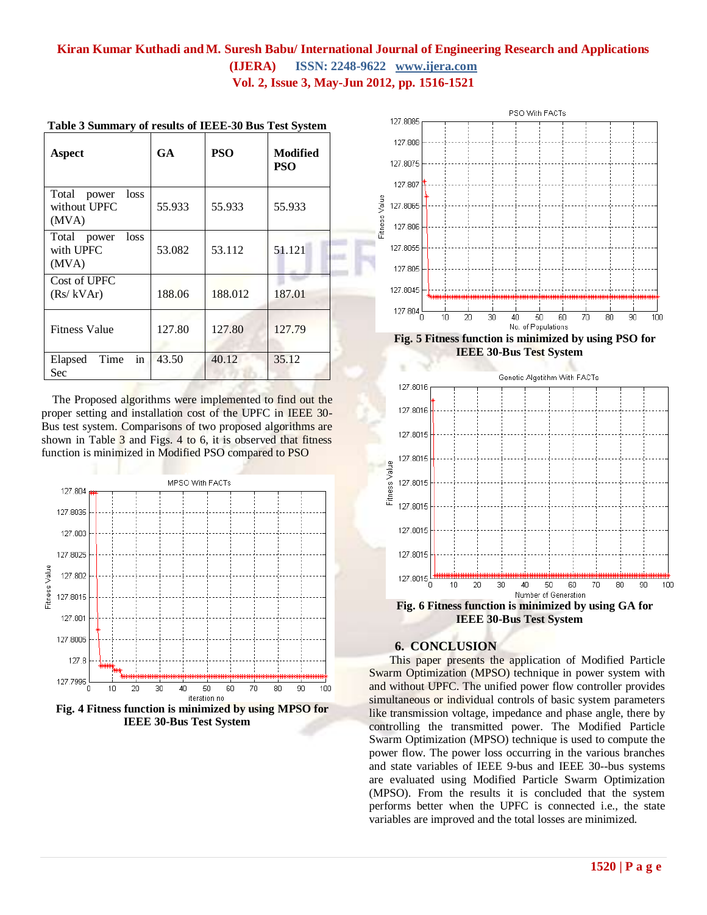**Table 3 Summary of results of IEEE-30 Bus Test System**

| Aspect | GA | PSO | Modified PSO |
|---|---|---|---|
| Total power loss without UPFC (MVA) | 55.933 | 55.933 | 55.933 |
| Total power loss with UPFC (MVA) | 53.082 | 53.112 | 51.121 |
| Cost of UPFC (Rs/ kVAr) | 188.06 | 188.012 | 187.01 |
| Fitness Value | 127.80 | 127.80 | 127.79 |
| Elapsed Time in Sec | 43.50 | 40.12 | 35.12 |

The Proposed algorithms were implemented to find out the proper setting and installation cost of the UPFC in IEEE 30-Bus test system. Comparisons of two proposed algorithms are shown in Table 3 and Figs. 4 to 6, it is observed that fitness function is minimized in Modified PSO compared to PSO

**Fig. 4 Fitness function is minimized by using MPSO for IEEE 30-Bus Test System**

**Fig. 5 Fitness function is minimized by using PSO for IEEE 30-Bus Test System**

**Fig. 6 Fitness function is minimized by using GA for IEEE 30-Bus Test System**

## 6. CONCLUSION

This paper presents the application of Modified Particle Swarm Optimization (MPSO) technique in power system with and without UPFC. The unified power flow controller provides simultaneous or individual controls of basic system parameters like transmission voltage, impedance and phase angle, there by controlling the transmitted power. The Modified Particle Swarm Optimization (MPSO) technique is used to compute the power flow. The power loss occurring in the various branches and state variables of IEEE 9-bus and IEEE 30--bus systems are evaluated using Modified Particle Swarm Optimization (MPSO). From the results it is concluded that the system performs better when the UPFC is connected i.e., the state variables are improved and the total losses are minimized.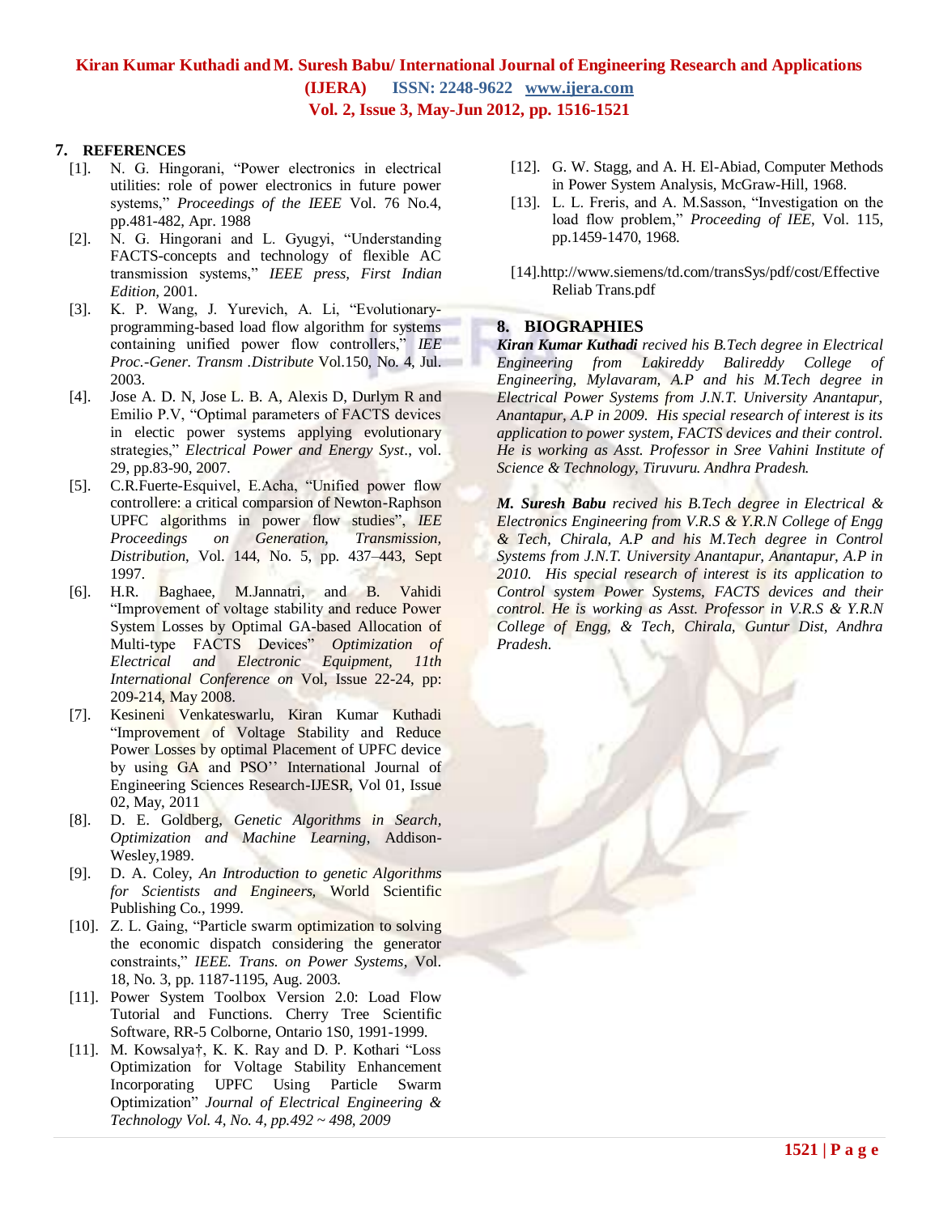## 7. REFERENCES

[1]. N. G. Hingorani, "Power electronics in electrical utilities: role of power electronics in future power systems," *Proceedings of the IEEE* Vol. 76 No.4, pp.481-482, Apr. 1988

[2]. N. G. Hingorani and L. Gyugyi, "Understanding FACTS-concepts and technology of flexible AC transmission systems," *IEEE press, First Indian Edition*, 2001.

[3]. K. P. Wang, J. Yurevich, A. Li, "Evolutionary-programming-based load flow algorithm for systems containing unified power flow controllers," *IEE Proc.-Gener. Transm .Distribute* Vol.150, No. 4, Jul. 2003.

[4]. Jose A. D. N, Jose L. B. A, Alexis D, Durlym R and Emilio P.V, "Optimal parameters of FACTS devices in electic power systems applying evolutionary strategies," *Electrical Power and Energy Syst*., vol. 29, pp.83-90, 2007.

[5]. C.R.Fuerte-Esquivel, E.Acha, "Unified power flow controllere: a critical comparsion of Newton-Raphson UPFC algorithms in power flow studies", *IEE Proceedings on Generation, Transmission, Distribution*, Vol. 144, No. 5, pp. 437–443, Sept 1997.

[6]. H.R. Baghaee, M.Jannatri, and B. Vahidi "Improvement of voltage stability and reduce Power System Losses by Optimal GA-based Allocation of Multi-type FACTS Devices" *Optimization of Electrical and Electronic Equipment, 11th International Conference on* Vol, Issue 22-24, pp: 209-214, May 2008.

[7]. Kesineni Venkateswarlu, Kiran Kumar Kuthadi "Improvement of Voltage Stability and Reduce Power Losses by optimal Placement of UPFC device by using GA and PSO'' International Journal of Engineering Sciences Research-IJESR, Vol 01, Issue 02, May, 2011

[8]. D. E. Goldberg, *Genetic Algorithms in Search, Optimization and Machine Learning*, Addison-Wesley,1989.

[9]. D. A. Coley, *An Introduction to genetic Algorithms for Scientists and Engineers*, World Scientific Publishing Co., 1999.

[10]. Z. L. Gaing, "Particle swarm optimization to solving the economic dispatch considering the generator constraints," *IEEE. Trans. on Power Systems*, Vol. 18, No. 3, pp. 1187-1195, Aug. 2003.

[11]. Power System Toolbox Version 2.0: Load Flow Tutorial and Functions. Cherry Tree Scientific Software, RR-5 Colborne, Ontario 1S0, 1991-1999.

[11]. M. Kowsalya†, K. K. Ray and D. P. Kothari "Loss Optimization for Voltage Stability Enhancement Incorporating UPFC Using Particle Swarm Optimization" *Journal of Electrical Engineering & Technology Vol. 4, No. 4, pp.492 ~ 498, 2009*

[12]. G. W. Stagg, and A. H. El-Abiad, Computer Methods in Power System Analysis, McGraw-Hill, 1968.

[13]. L. L. Freris, and A. M.Sasson, "Investigation on the load flow problem," *Proceeding of IEE*, Vol. 115, pp.1459-1470, 1968.

[14].http://www.siemens/td.com/transSys/pdf/cost/Effective Reliab Trans.pdf

## 8. BIOGRAPHIES

***Kiran Kumar Kuthadi*** *recived his B.Tech degree in Electrical Engineering from Lakireddy Balireddy College of Engineering, Mylavaram, A.P and his M.Tech degree in Electrical Power Systems from J.N.T. University Anantapur, Anantapur, A.P in 2009. His special research of interest is its application to power system, FACTS devices and their control. He is working as Asst. Professor in Sree Vahini Institute of Science & Technology, Tiruvuru. Andhra Pradesh.*

***M. Suresh Babu*** *recived his B.Tech degree in Electrical & Electronics Engineering from V.R.S & Y.R.N College of Engg & Tech, Chirala, A.P and his M.Tech degree in Control Systems from J.N.T. University Anantapur, Anantapur, A.P in 2010. His special research of interest is its application to Control system Power Systems, FACTS devices and their control. He is working as Asst. Professor in V.R.S & Y.R.N College of Engg, & Tech, Chirala, Guntur Dist, Andhra Pradesh.*